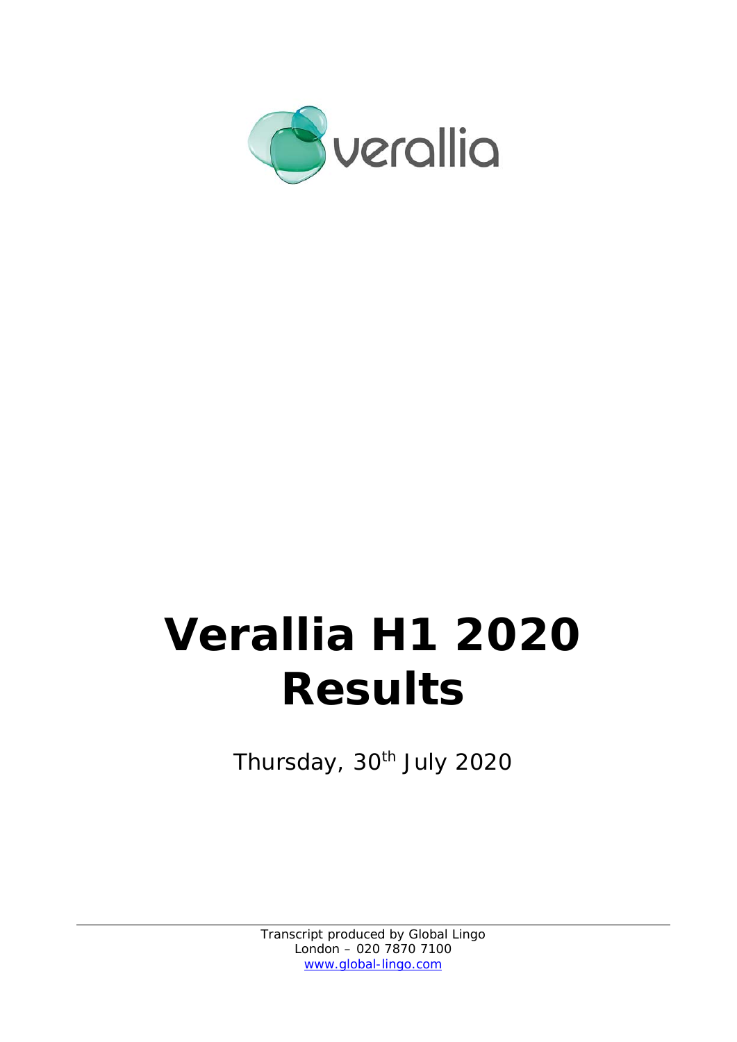verallia

# Verallia H1 2020 Results

Thursday, 30th July 2020

Transcript produced by Global Lingo
London – 020 7870 7100
www.global-lingo.com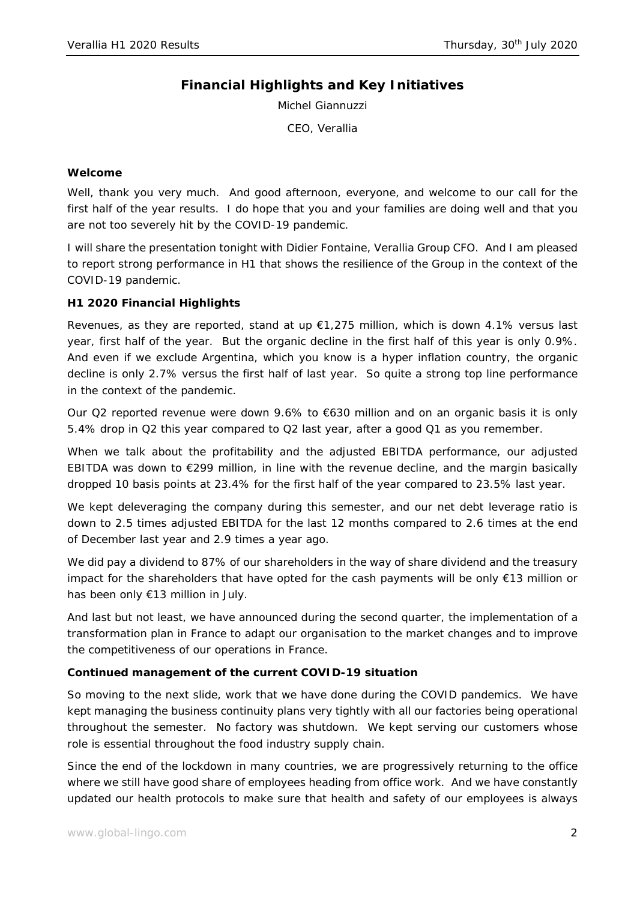## Financial Highlights and Key Initiatives

Michel Giannuzzi

CEO, Verallia

### Welcome

Well, thank you very much. And good afternoon, everyone, and welcome to our call for the first half of the year results. I do hope that you and your families are doing well and that you are not too severely hit by the COVID-19 pandemic.

I will share the presentation tonight with Didier Fontaine, Verallia Group CFO. And I am pleased to report strong performance in H1 that shows the resilience of the Group in the context of the COVID-19 pandemic.

### H1 2020 Financial Highlights

Revenues, as they are reported, stand at up €1,275 million, which is down 4.1% versus last year, first half of the year. But the organic decline in the first half of this year is only 0.9%. And even if we exclude Argentina, which you know is a hyper inflation country, the organic decline is only 2.7% versus the first half of last year. So quite a strong top line performance in the context of the pandemic.

Our Q2 reported revenue were down 9.6% to €630 million and on an organic basis it is only 5.4% drop in Q2 this year compared to Q2 last year, after a good Q1 as you remember.

When we talk about the profitability and the adjusted EBITDA performance, our adjusted EBITDA was down to €299 million, in line with the revenue decline, and the margin basically dropped 10 basis points at 23.4% for the first half of the year compared to 23.5% last year.

We kept deleveraging the company during this semester, and our net debt leverage ratio is down to 2.5 times adjusted EBITDA for the last 12 months compared to 2.6 times at the end of December last year and 2.9 times a year ago.

We did pay a dividend to 87% of our shareholders in the way of share dividend and the treasury impact for the shareholders that have opted for the cash payments will be only €13 million or has been only €13 million in July.

And last but not least, we have announced during the second quarter, the implementation of a transformation plan in France to adapt our organisation to the market changes and to improve the competitiveness of our operations in France.

### Continued management of the current COVID-19 situation

So moving to the next slide, work that we have done during the COVID pandemics. We have kept managing the business continuity plans very tightly with all our factories being operational throughout the semester. No factory was shutdown. We kept serving our customers whose role is essential throughout the food industry supply chain.

Since the end of the lockdown in many countries, we are progressively returning to the office where we still have good share of employees heading from office work. And we have constantly updated our health protocols to make sure that health and safety of our employees is always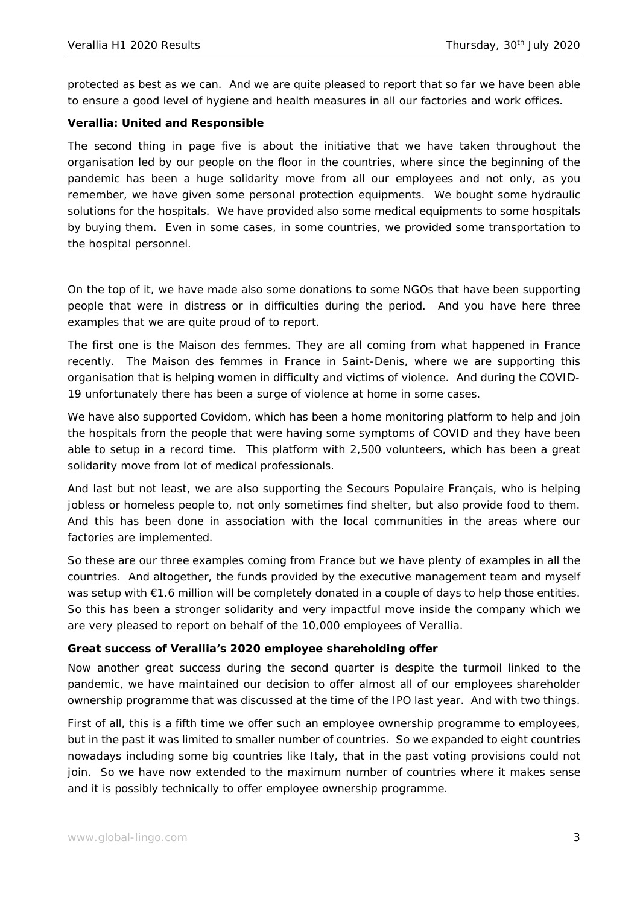protected as best as we can. And we are quite pleased to report that so far we have been able to ensure a good level of hygiene and health measures in all our factories and work offices.

**Verallia: United and Responsible**

The second thing in page five is about the initiative that we have taken throughout the organisation led by our people on the floor in the countries, where since the beginning of the pandemic has been a huge solidarity move from all our employees and not only, as you remember, we have given some personal protection equipments. We bought some hydraulic solutions for the hospitals. We have provided also some medical equipments to some hospitals by buying them. Even in some cases, in some countries, we provided some transportation to the hospital personnel.

On the top of it, we have made also some donations to some NGOs that have been supporting people that were in distress or in difficulties during the period. And you have here three examples that we are quite proud of to report.

The first one is the Maison des femmes. They are all coming from what happened in France recently. The Maison des femmes in France in Saint-Denis, where we are supporting this organisation that is helping women in difficulty and victims of violence. And during the COVID-19 unfortunately there has been a surge of violence at home in some cases.

We have also supported Covidom, which has been a home monitoring platform to help and join the hospitals from the people that were having some symptoms of COVID and they have been able to setup in a record time. This platform with 2,500 volunteers, which has been a great solidarity move from lot of medical professionals.

And last but not least, we are also supporting the Secours Populaire Français, who is helping jobless or homeless people to, not only sometimes find shelter, but also provide food to them. And this has been done in association with the local communities in the areas where our factories are implemented.

So these are our three examples coming from France but we have plenty of examples in all the countries. And altogether, the funds provided by the executive management team and myself was setup with €1.6 million will be completely donated in a couple of days to help those entities. So this has been a stronger solidarity and very impactful move inside the company which we are very pleased to report on behalf of the 10,000 employees of Verallia.

**Great success of Verallia's 2020 employee shareholding offer**

Now another great success during the second quarter is despite the turmoil linked to the pandemic, we have maintained our decision to offer almost all of our employees shareholder ownership programme that was discussed at the time of the IPO last year. And with two things.

First of all, this is a fifth time we offer such an employee ownership programme to employees, but in the past it was limited to smaller number of countries. So we expanded to eight countries nowadays including some big countries like Italy, that in the past voting provisions could not join. So we have now extended to the maximum number of countries where it makes sense and it is possibly technically to offer employee ownership programme.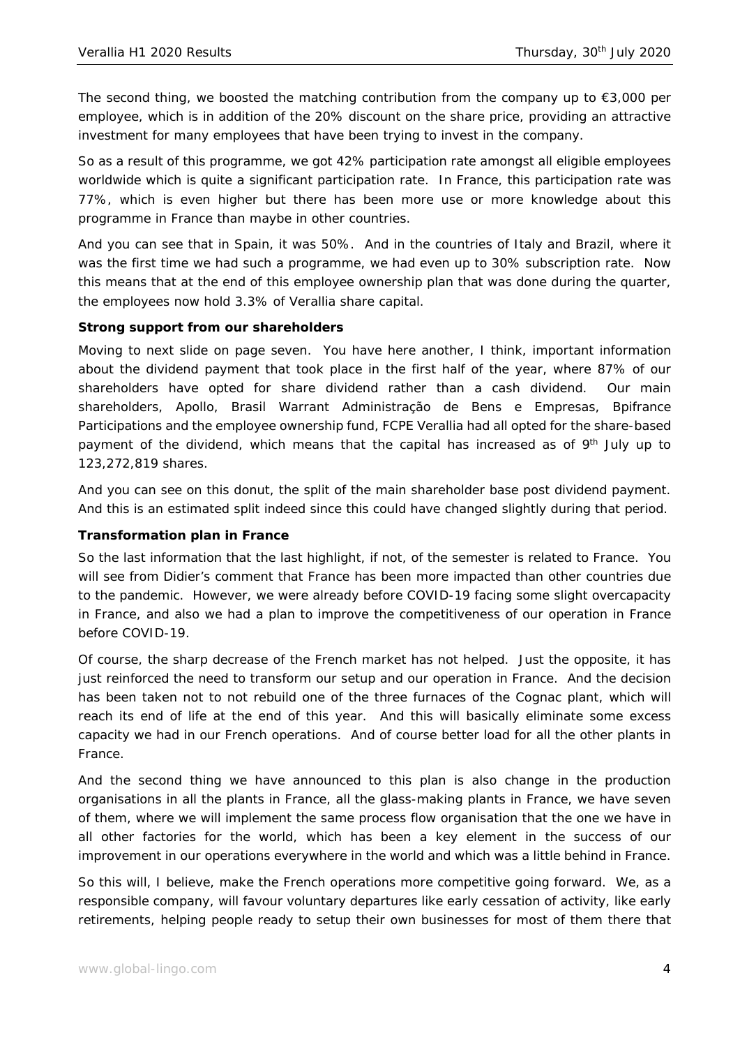The second thing, we boosted the matching contribution from the company up to €3,000 per employee, which is in addition of the 20% discount on the share price, providing an attractive investment for many employees that have been trying to invest in the company.

So as a result of this programme, we got 42% participation rate amongst all eligible employees worldwide which is quite a significant participation rate. In France, this participation rate was 77%, which is even higher but there has been more use or more knowledge about this programme in France than maybe in other countries.

And you can see that in Spain, it was 50%. And in the countries of Italy and Brazil, where it was the first time we had such a programme, we had even up to 30% subscription rate. Now this means that at the end of this employee ownership plan that was done during the quarter, the employees now hold 3.3% of Verallia share capital.

**Strong support from our shareholders**

Moving to next slide on page seven. You have here another, I think, important information about the dividend payment that took place in the first half of the year, where 87% of our shareholders have opted for share dividend rather than a cash dividend. Our main shareholders, Apollo, Brasil Warrant Administração de Bens e Empresas, Bpifrance Participations and the employee ownership fund, FCPE Verallia had all opted for the share-based payment of the dividend, which means that the capital has increased as of 9th July up to 123,272,819 shares.

And you can see on this donut, the split of the main shareholder base post dividend payment. And this is an estimated split indeed since this could have changed slightly during that period.

**Transformation plan in France**

So the last information that the last highlight, if not, of the semester is related to France. You will see from Didier's comment that France has been more impacted than other countries due to the pandemic. However, we were already before COVID-19 facing some slight overcapacity in France, and also we had a plan to improve the competitiveness of our operation in France before COVID-19.

Of course, the sharp decrease of the French market has not helped. Just the opposite, it has just reinforced the need to transform our setup and our operation in France. And the decision has been taken not to not rebuild one of the three furnaces of the Cognac plant, which will reach its end of life at the end of this year. And this will basically eliminate some excess capacity we had in our French operations. And of course better load for all the other plants in France.

And the second thing we have announced to this plan is also change in the production organisations in all the plants in France, all the glass-making plants in France, we have seven of them, where we will implement the same process flow organisation that the one we have in all other factories for the world, which has been a key element in the success of our improvement in our operations everywhere in the world and which was a little behind in France.

So this will, I believe, make the French operations more competitive going forward. We, as a responsible company, will favour voluntary departures like early cessation of activity, like early retirements, helping people ready to setup their own businesses for most of them there that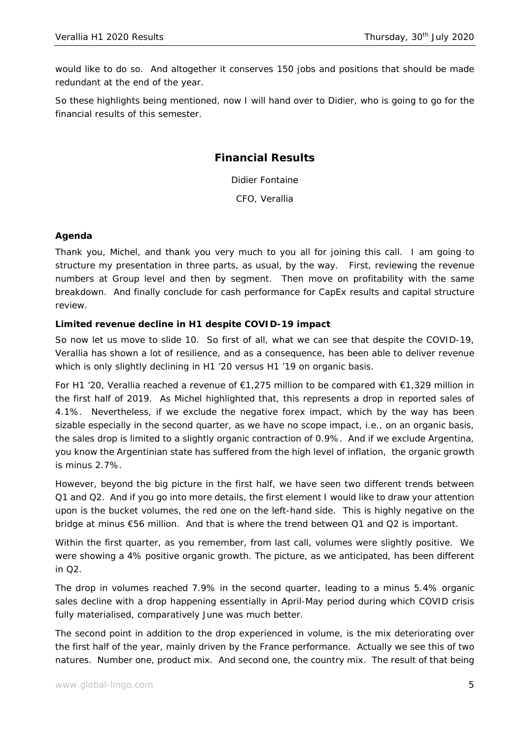would like to do so. And altogether it conserves 150 jobs and positions that should be made redundant at the end of the year.

So these highlights being mentioned, now I will hand over to Didier, who is going to go for the financial results of this semester.

## Financial Results

Didier Fontaine

CFO, Verallia

### Agenda

Thank you, Michel, and thank you very much to you all for joining this call. I am going to structure my presentation in three parts, as usual, by the way. First, reviewing the revenue numbers at Group level and then by segment. Then move on profitability with the same breakdown. And finally conclude for cash performance for CapEx results and capital structure review.

### Limited revenue decline in H1 despite COVID-19 impact

So now let us move to slide 10. So first of all, what we can see that despite the COVID-19, Verallia has shown a lot of resilience, and as a consequence, has been able to deliver revenue which is only slightly declining in H1 '20 versus H1 '19 on organic basis.

For H1 '20, Verallia reached a revenue of €1,275 million to be compared with €1,329 million in the first half of 2019. As Michel highlighted that, this represents a drop in reported sales of 4.1%. Nevertheless, if we exclude the negative forex impact, which by the way has been sizable especially in the second quarter, as we have no scope impact, i.e., on an organic basis, the sales drop is limited to a slightly organic contraction of 0.9%. And if we exclude Argentina, you know the Argentinian state has suffered from the high level of inflation, the organic growth is minus 2.7%.

However, beyond the big picture in the first half, we have seen two different trends between Q1 and Q2. And if you go into more details, the first element I would like to draw your attention upon is the bucket volumes, the red one on the left-hand side. This is highly negative on the bridge at minus €56 million. And that is where the trend between Q1 and Q2 is important.

Within the first quarter, as you remember, from last call, volumes were slightly positive. We were showing a 4% positive organic growth. The picture, as we anticipated, has been different in Q2.

The drop in volumes reached 7.9% in the second quarter, leading to a minus 5.4% organic sales decline with a drop happening essentially in April-May period during which COVID crisis fully materialised, comparatively June was much better.

The second point in addition to the drop experienced in volume, is the mix deteriorating over the first half of the year, mainly driven by the France performance. Actually we see this of two natures. Number one, product mix. And second one, the country mix. The result of that being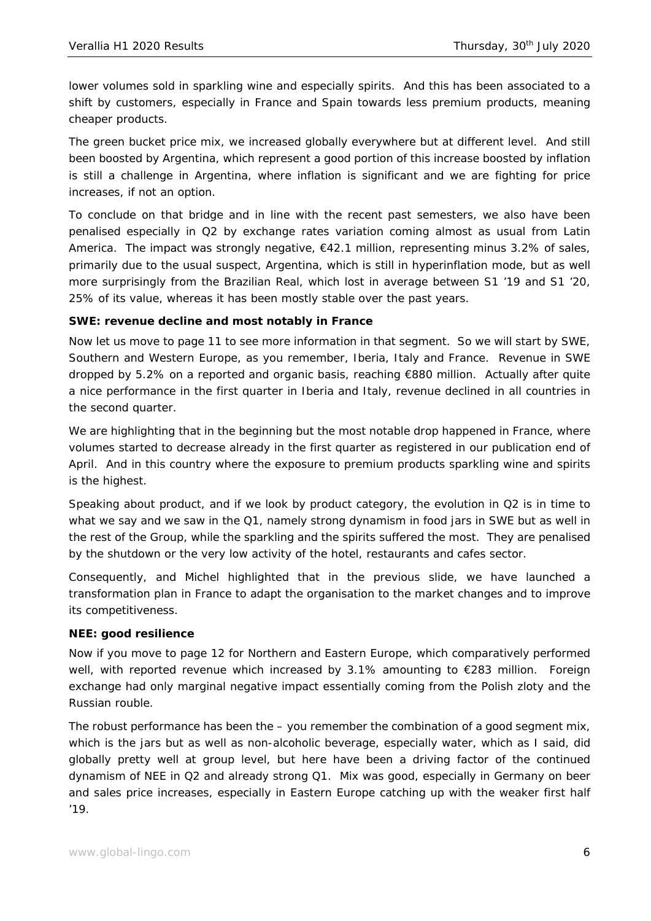lower volumes sold in sparkling wine and especially spirits. And this has been associated to a shift by customers, especially in France and Spain towards less premium products, meaning cheaper products.

The green bucket price mix, we increased globally everywhere but at different level. And still been boosted by Argentina, which represent a good portion of this increase boosted by inflation is still a challenge in Argentina, where inflation is significant and we are fighting for price increases, if not an option.

To conclude on that bridge and in line with the recent past semesters, we also have been penalised especially in Q2 by exchange rates variation coming almost as usual from Latin America. The impact was strongly negative, €42.1 million, representing minus 3.2% of sales, primarily due to the usual suspect, Argentina, which is still in hyperinflation mode, but as well more surprisingly from the Brazilian Real, which lost in average between S1 '19 and S1 '20, 25% of its value, whereas it has been mostly stable over the past years.

**SWE: revenue decline and most notably in France**

Now let us move to page 11 to see more information in that segment. So we will start by SWE, Southern and Western Europe, as you remember, Iberia, Italy and France. Revenue in SWE dropped by 5.2% on a reported and organic basis, reaching €880 million. Actually after quite a nice performance in the first quarter in Iberia and Italy, revenue declined in all countries in the second quarter.

We are highlighting that in the beginning but the most notable drop happened in France, where volumes started to decrease already in the first quarter as registered in our publication end of April. And in this country where the exposure to premium products sparkling wine and spirits is the highest.

Speaking about product, and if we look by product category, the evolution in Q2 is in time to what we say and we saw in the Q1, namely strong dynamism in food jars in SWE but as well in the rest of the Group, while the sparkling and the spirits suffered the most. They are penalised by the shutdown or the very low activity of the hotel, restaurants and cafes sector.

Consequently, and Michel highlighted that in the previous slide, we have launched a transformation plan in France to adapt the organisation to the market changes and to improve its competitiveness.

**NEE: good resilience**

Now if you move to page 12 for Northern and Eastern Europe, which comparatively performed well, with reported revenue which increased by 3.1% amounting to €283 million. Foreign exchange had only marginal negative impact essentially coming from the Polish zloty and the Russian rouble.

The robust performance has been the – you remember the combination of a good segment mix, which is the jars but as well as non-alcoholic beverage, especially water, which as I said, did globally pretty well at group level, but here have been a driving factor of the continued dynamism of NEE in Q2 and already strong Q1. Mix was good, especially in Germany on beer and sales price increases, especially in Eastern Europe catching up with the weaker first half '19.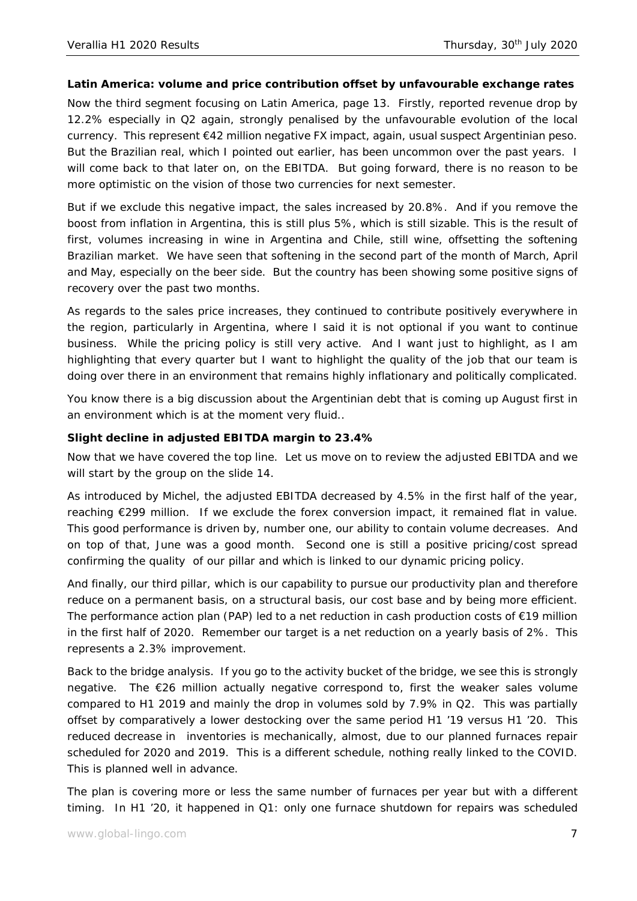**Latin America: volume and price contribution offset by unfavourable exchange rates**

Now the third segment focusing on Latin America, page 13. Firstly, reported revenue drop by 12.2% especially in Q2 again, strongly penalised by the unfavourable evolution of the local currency. This represent €42 million negative FX impact, again, usual suspect Argentinian peso. But the Brazilian real, which I pointed out earlier, has been uncommon over the past years. I will come back to that later on, on the EBITDA. But going forward, there is no reason to be more optimistic on the vision of those two currencies for next semester.

But if we exclude this negative impact, the sales increased by 20.8%. And if you remove the boost from inflation in Argentina, this is still plus 5%, which is still sizable. This is the result of first, volumes increasing in wine in Argentina and Chile, still wine, offsetting the softening Brazilian market. We have seen that softening in the second part of the month of March, April and May, especially on the beer side. But the country has been showing some positive signs of recovery over the past two months.

As regards to the sales price increases, they continued to contribute positively everywhere in the region, particularly in Argentina, where I said it is not optional if you want to continue business. While the pricing policy is still very active. And I want just to highlight, as I am highlighting that every quarter but I want to highlight the quality of the job that our team is doing over there in an environment that remains highly inflationary and politically complicated.

You know there is a big discussion about the Argentinian debt that is coming up August first in an environment which is at the moment very fluid..

**Slight decline in adjusted EBITDA margin to 23.4%**

Now that we have covered the top line. Let us move on to review the adjusted EBITDA and we will start by the group on the slide 14.

As introduced by Michel, the adjusted EBITDA decreased by 4.5% in the first half of the year, reaching €299 million. If we exclude the forex conversion impact, it remained flat in value. This good performance is driven by, number one, our ability to contain volume decreases. And on top of that, June was a good month. Second one is still a positive pricing/cost spread confirming the quality of our pillar and which is linked to our dynamic pricing policy.

And finally, our third pillar, which is our capability to pursue our productivity plan and therefore reduce on a permanent basis, on a structural basis, our cost base and by being more efficient. The performance action plan (PAP) led to a net reduction in cash production costs of €19 million in the first half of 2020. Remember our target is a net reduction on a yearly basis of 2%. This represents a 2.3% improvement.

Back to the bridge analysis. If you go to the activity bucket of the bridge, we see this is strongly negative. The €26 million actually negative correspond to, first the weaker sales volume compared to H1 2019 and mainly the drop in volumes sold by 7.9% in Q2. This was partially offset by comparatively a lower destocking over the same period H1 '19 versus H1 '20. This reduced decrease in inventories is mechanically, almost, due to our planned furnaces repair scheduled for 2020 and 2019. This is a different schedule, nothing really linked to the COVID. This is planned well in advance.

The plan is covering more or less the same number of furnaces per year but with a different timing. In H1 '20, it happened in Q1: only one furnace shutdown for repairs was scheduled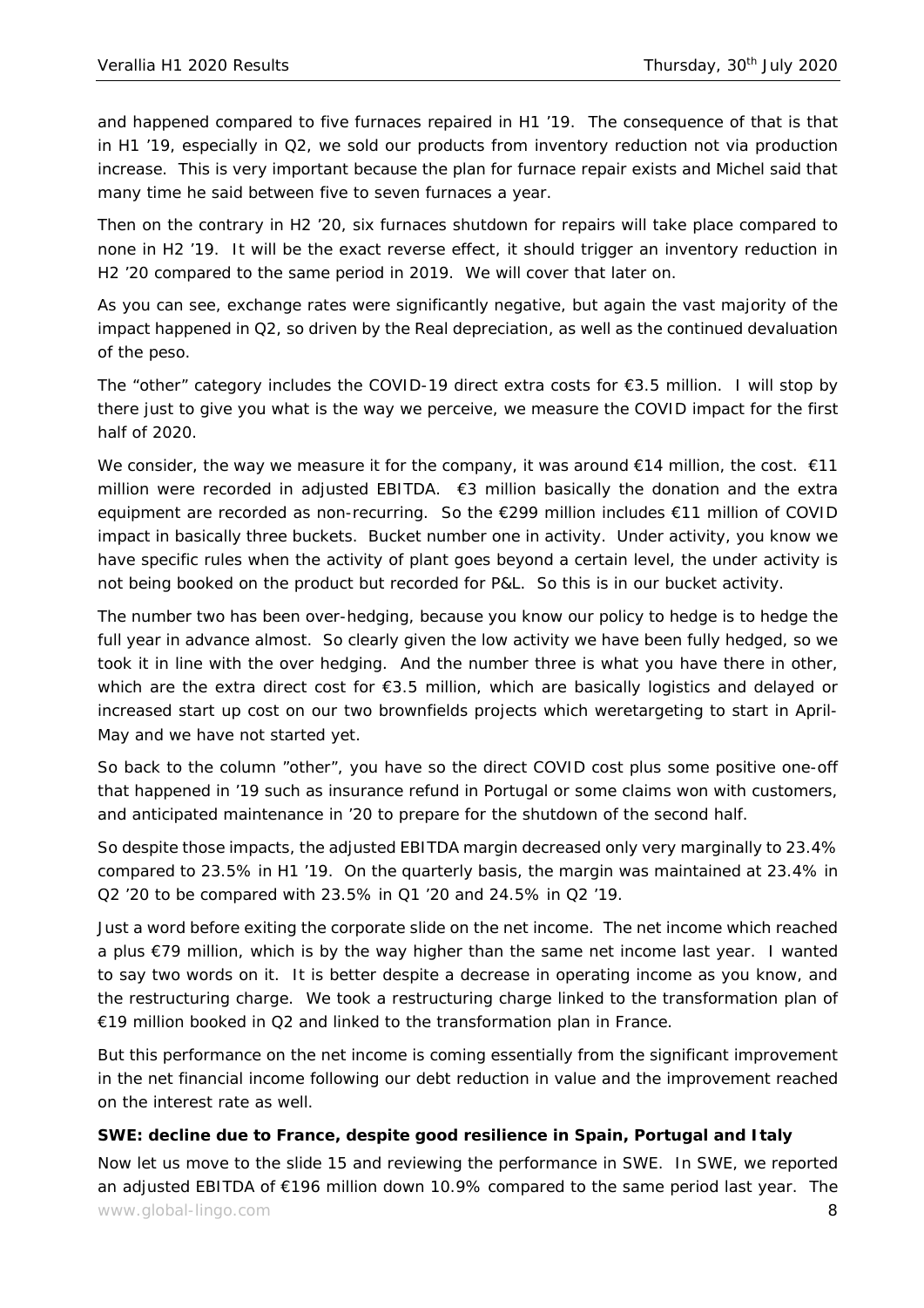and happened compared to five furnaces repaired in H1 '19. The consequence of that is that in H1 '19, especially in Q2, we sold our products from inventory reduction not via production increase. This is very important because the plan for furnace repair exists and Michel said that many time he said between five to seven furnaces a year.

Then on the contrary in H2 '20, six furnaces shutdown for repairs will take place compared to none in H2 '19. It will be the exact reverse effect, it should trigger an inventory reduction in H2 '20 compared to the same period in 2019. We will cover that later on.

As you can see, exchange rates were significantly negative, but again the vast majority of the impact happened in Q2, so driven by the Real depreciation, as well as the continued devaluation of the peso.

The "other" category includes the COVID-19 direct extra costs for €3.5 million. I will stop by there just to give you what is the way we perceive, we measure the COVID impact for the first half of 2020.

We consider, the way we measure it for the company, it was around €14 million, the cost. €11 million were recorded in adjusted EBITDA. €3 million basically the donation and the extra equipment are recorded as non-recurring. So the €299 million includes €11 million of COVID impact in basically three buckets. Bucket number one in activity. Under activity, you know we have specific rules when the activity of plant goes beyond a certain level, the under activity is not being booked on the product but recorded for P&L. So this is in our bucket activity.

The number two has been over-hedging, because you know our policy to hedge is to hedge the full year in advance almost. So clearly given the low activity we have been fully hedged, so we took it in line with the over hedging. And the number three is what you have there in other, which are the extra direct cost for €3.5 million, which are basically logistics and delayed or increased start up cost on our two brownfields projects which weretargeting to start in April-May and we have not started yet.

So back to the column "other", you have so the direct COVID cost plus some positive one-off that happened in '19 such as insurance refund in Portugal or some claims won with customers, and anticipated maintenance in '20 to prepare for the shutdown of the second half.

So despite those impacts, the adjusted EBITDA margin decreased only very marginally to 23.4% compared to 23.5% in H1 '19. On the quarterly basis, the margin was maintained at 23.4% in Q2 '20 to be compared with 23.5% in Q1 '20 and 24.5% in Q2 '19.

Just a word before exiting the corporate slide on the net income. The net income which reached a plus €79 million, which is by the way higher than the same net income last year. I wanted to say two words on it. It is better despite a decrease in operating income as you know, and the restructuring charge. We took a restructuring charge linked to the transformation plan of €19 million booked in Q2 and linked to the transformation plan in France.

But this performance on the net income is coming essentially from the significant improvement in the net financial income following our debt reduction in value and the improvement reached on the interest rate as well.

**SWE: decline due to France, despite good resilience in Spain, Portugal and Italy**

Now let us move to the slide 15 and reviewing the performance in SWE. In SWE, we reported an adjusted EBITDA of €196 million down 10.9% compared to the same period last year. The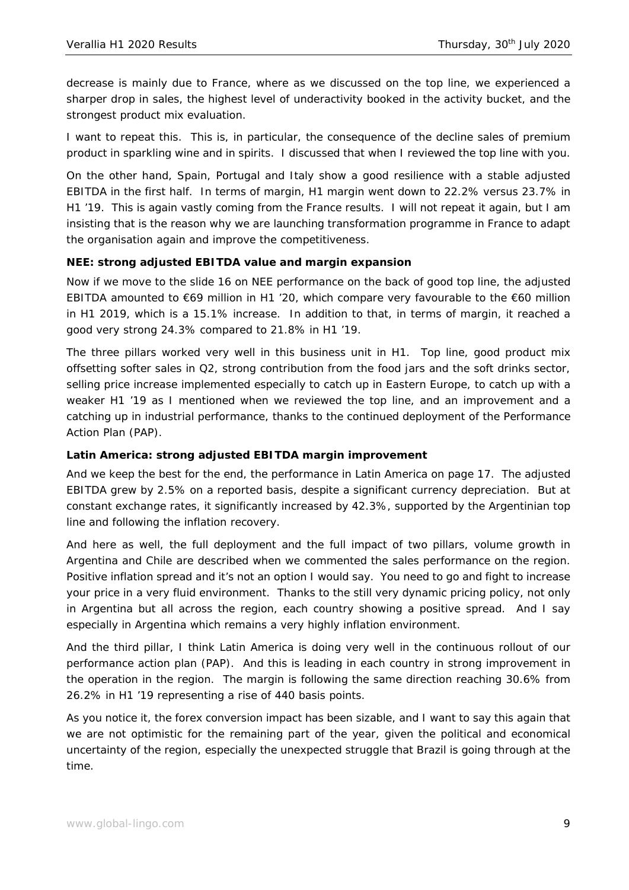decrease is mainly due to France, where as we discussed on the top line, we experienced a sharper drop in sales, the highest level of underactivity booked in the activity bucket, and the strongest product mix evaluation.

I want to repeat this. This is, in particular, the consequence of the decline sales of premium product in sparkling wine and in spirits. I discussed that when I reviewed the top line with you.

On the other hand, Spain, Portugal and Italy show a good resilience with a stable adjusted EBITDA in the first half. In terms of margin, H1 margin went down to 22.2% versus 23.7% in H1 '19. This is again vastly coming from the France results. I will not repeat it again, but I am insisting that is the reason why we are launching transformation programme in France to adapt the organisation again and improve the competitiveness.

**NEE: strong adjusted EBITDA value and margin expansion**

Now if we move to the slide 16 on NEE performance on the back of good top line, the adjusted EBITDA amounted to €69 million in H1 '20, which compare very favourable to the €60 million in H1 2019, which is a 15.1% increase. In addition to that, in terms of margin, it reached a good very strong 24.3% compared to 21.8% in H1 '19.

The three pillars worked very well in this business unit in H1. Top line, good product mix offsetting softer sales in Q2, strong contribution from the food jars and the soft drinks sector, selling price increase implemented especially to catch up in Eastern Europe, to catch up with a weaker H1 '19 as I mentioned when we reviewed the top line, and an improvement and a catching up in industrial performance, thanks to the continued deployment of the Performance Action Plan (PAP).

**Latin America: strong adjusted EBITDA margin improvement**

And we keep the best for the end, the performance in Latin America on page 17. The adjusted EBITDA grew by 2.5% on a reported basis, despite a significant currency depreciation. But at constant exchange rates, it significantly increased by 42.3%, supported by the Argentinian top line and following the inflation recovery.

And here as well, the full deployment and the full impact of two pillars, volume growth in Argentina and Chile are described when we commented the sales performance on the region. Positive inflation spread and it's not an option I would say. You need to go and fight to increase your price in a very fluid environment. Thanks to the still very dynamic pricing policy, not only in Argentina but all across the region, each country showing a positive spread. And I say especially in Argentina which remains a very highly inflation environment.

And the third pillar, I think Latin America is doing very well in the continuous rollout of our performance action plan (PAP). And this is leading in each country in strong improvement in the operation in the region. The margin is following the same direction reaching 30.6% from 26.2% in H1 '19 representing a rise of 440 basis points.

As you notice it, the forex conversion impact has been sizable, and I want to say this again that we are not optimistic for the remaining part of the year, given the political and economical uncertainty of the region, especially the unexpected struggle that Brazil is going through at the time.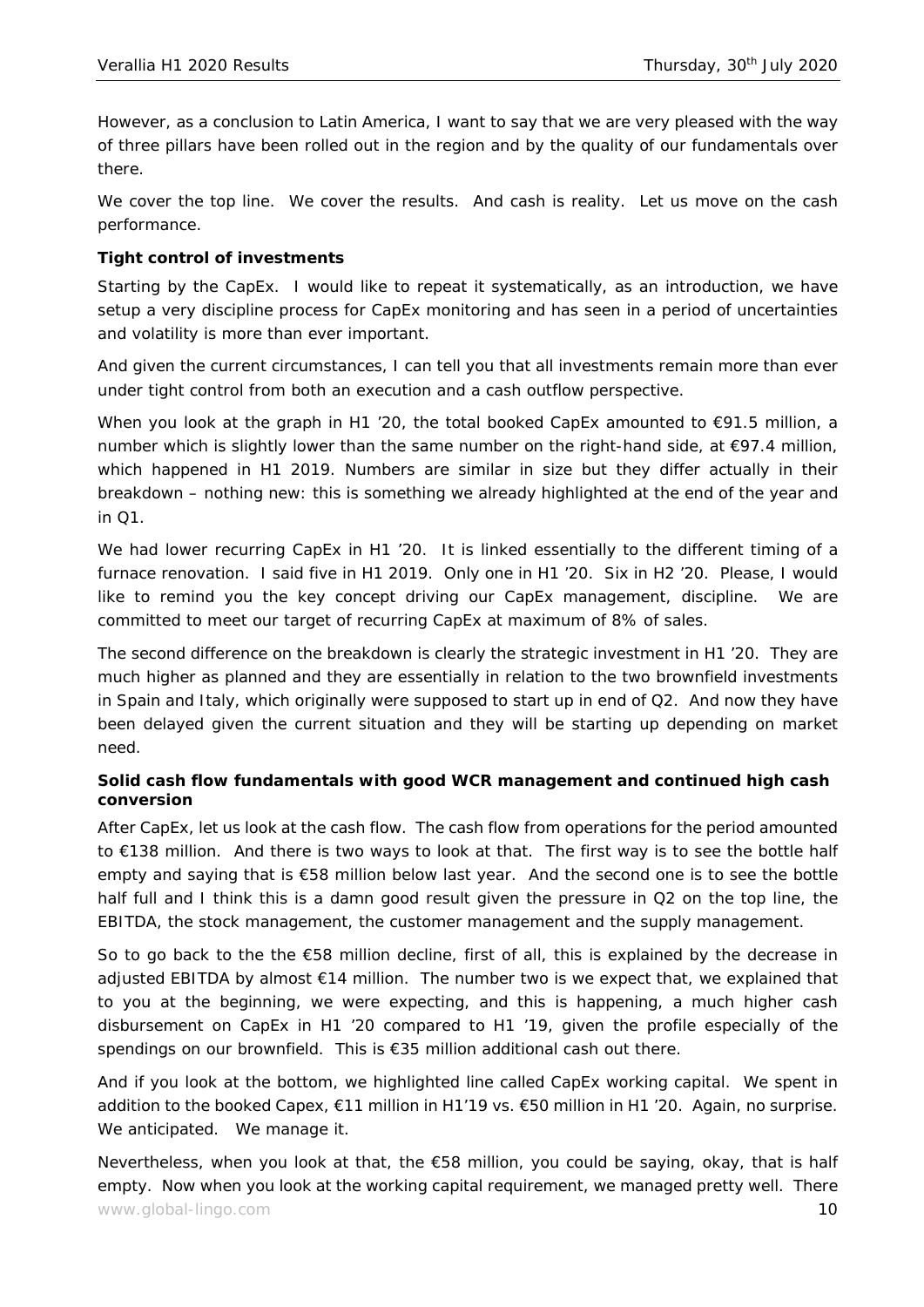However, as a conclusion to Latin America, I want to say that we are very pleased with the way of three pillars have been rolled out in the region and by the quality of our fundamentals over there.

We cover the top line. We cover the results. And cash is reality. Let us move on the cash performance.

**Tight control of investments**

Starting by the CapEx. I would like to repeat it systematically, as an introduction, we have setup a very discipline process for CapEx monitoring and has seen in a period of uncertainties and volatility is more than ever important.

And given the current circumstances, I can tell you that all investments remain more than ever under tight control from both an execution and a cash outflow perspective.

When you look at the graph in H1 '20, the total booked CapEx amounted to €91.5 million, a number which is slightly lower than the same number on the right-hand side, at €97.4 million, which happened in H1 2019. Numbers are similar in size but they differ actually in their breakdown – nothing new: this is something we already highlighted at the end of the year and in Q1.

We had lower recurring CapEx in H1 '20. It is linked essentially to the different timing of a furnace renovation. I said five in H1 2019. Only one in H1 '20. Six in H2 '20. Please, I would like to remind you the key concept driving our CapEx management, discipline. We are committed to meet our target of recurring CapEx at maximum of 8% of sales.

The second difference on the breakdown is clearly the strategic investment in H1 '20. They are much higher as planned and they are essentially in relation to the two brownfield investments in Spain and Italy, which originally were supposed to start up in end of Q2. And now they have been delayed given the current situation and they will be starting up depending on market need.

**Solid cash flow fundamentals with good WCR management and continued high cash conversion**

After CapEx, let us look at the cash flow. The cash flow from operations for the period amounted to €138 million. And there is two ways to look at that. The first way is to see the bottle half empty and saying that is €58 million below last year. And the second one is to see the bottle half full and I think this is a damn good result given the pressure in Q2 on the top line, the EBITDA, the stock management, the customer management and the supply management.

So to go back to the the €58 million decline, first of all, this is explained by the decrease in adjusted EBITDA by almost €14 million. The number two is we expect that, we explained that to you at the beginning, we were expecting, and this is happening, a much higher cash disbursement on CapEx in H1 '20 compared to H1 '19, given the profile especially of the spendings on our brownfield. This is €35 million additional cash out there.

And if you look at the bottom, we highlighted line called CapEx working capital. We spent in addition to the booked Capex, €11 million in H1'19 vs. €50 million in H1 '20. Again, no surprise. We anticipated. We manage it.

Nevertheless, when you look at that, the €58 million, you could be saying, okay, that is half empty. Now when you look at the working capital requirement, we managed pretty well. There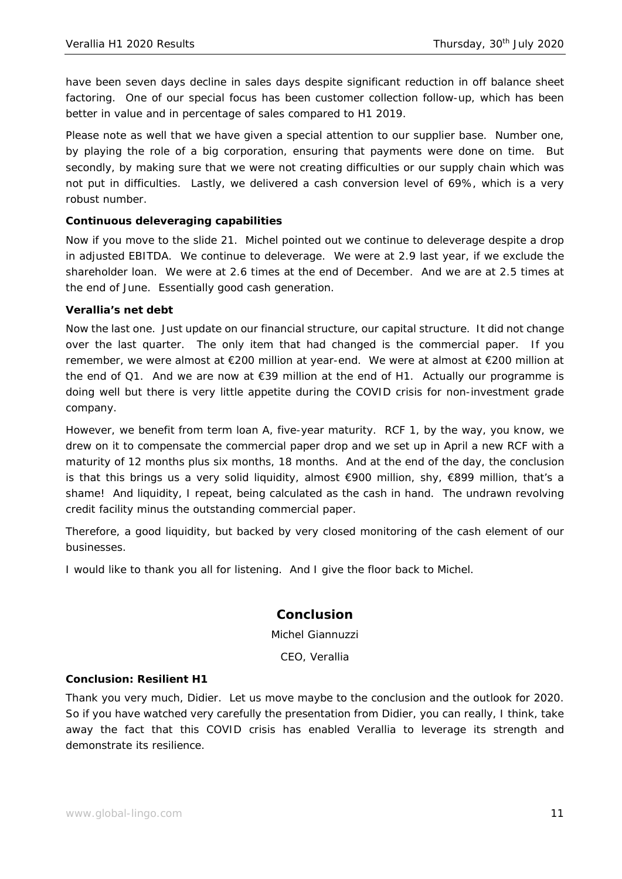have been seven days decline in sales days despite significant reduction in off balance sheet factoring. One of our special focus has been customer collection follow-up, which has been better in value and in percentage of sales compared to H1 2019.

Please note as well that we have given a special attention to our supplier base. Number one, by playing the role of a big corporation, ensuring that payments were done on time. But secondly, by making sure that we were not creating difficulties or our supply chain which was not put in difficulties. Lastly, we delivered a cash conversion level of 69%, which is a very robust number.

**Continuous deleveraging capabilities**

Now if you move to the slide 21. Michel pointed out we continue to deleverage despite a drop in adjusted EBITDA. We continue to deleverage. We were at 2.9 last year, if we exclude the shareholder loan. We were at 2.6 times at the end of December. And we are at 2.5 times at the end of June. Essentially good cash generation.

**Verallia's net debt**

Now the last one. Just update on our financial structure, our capital structure. It did not change over the last quarter. The only item that had changed is the commercial paper. If you remember, we were almost at €200 million at year-end. We were at almost at €200 million at the end of Q1. And we are now at €39 million at the end of H1. Actually our programme is doing well but there is very little appetite during the COVID crisis for non-investment grade company.

However, we benefit from term loan A, five-year maturity. RCF 1, by the way, you know, we drew on it to compensate the commercial paper drop and we set up in April a new RCF with a maturity of 12 months plus six months, 18 months. And at the end of the day, the conclusion is that this brings us a very solid liquidity, almost €900 million, shy, €899 million, that's a shame! And liquidity, I repeat, being calculated as the cash in hand. The undrawn revolving credit facility minus the outstanding commercial paper.

Therefore, a good liquidity, but backed by very closed monitoring of the cash element of our businesses.

I would like to thank you all for listening. And I give the floor back to Michel.

## Conclusion

Michel Giannuzzi

CEO, Verallia

**Conclusion: Resilient H1**

Thank you very much, Didier. Let us move maybe to the conclusion and the outlook for 2020. So if you have watched very carefully the presentation from Didier, you can really, I think, take away the fact that this COVID crisis has enabled Verallia to leverage its strength and demonstrate its resilience.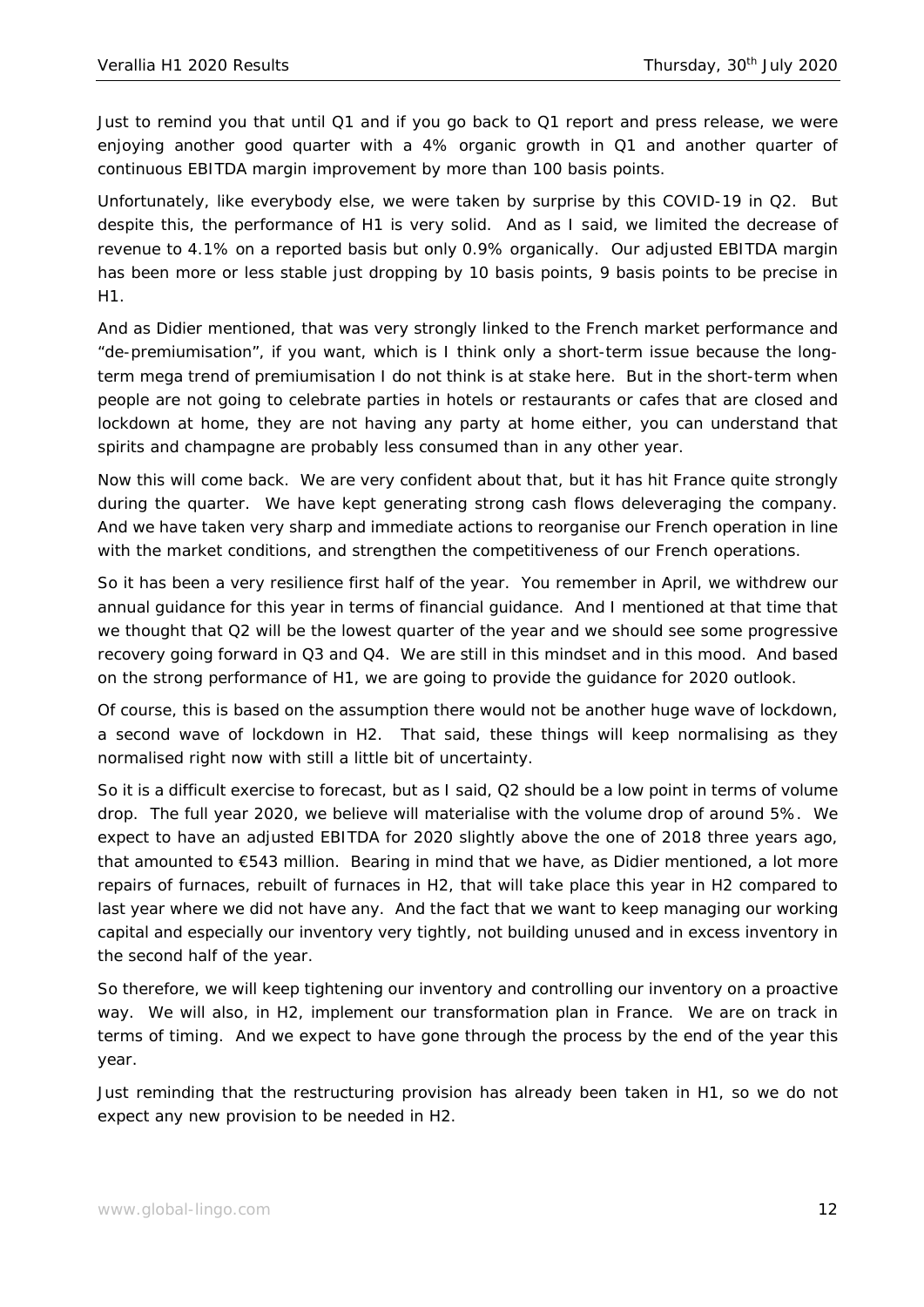Just to remind you that until Q1 and if you go back to Q1 report and press release, we were enjoying another good quarter with a 4% organic growth in Q1 and another quarter of continuous EBITDA margin improvement by more than 100 basis points.

Unfortunately, like everybody else, we were taken by surprise by this COVID-19 in Q2. But despite this, the performance of H1 is very solid. And as I said, we limited the decrease of revenue to 4.1% on a reported basis but only 0.9% organically. Our adjusted EBITDA margin has been more or less stable just dropping by 10 basis points, 9 basis points to be precise in H1.

And as Didier mentioned, that was very strongly linked to the French market performance and "de-premiumisation", if you want, which is I think only a short-term issue because the long-term mega trend of premiumisation I do not think is at stake here. But in the short-term when people are not going to celebrate parties in hotels or restaurants or cafes that are closed and lockdown at home, they are not having any party at home either, you can understand that spirits and champagne are probably less consumed than in any other year.

Now this will come back. We are very confident about that, but it has hit France quite strongly during the quarter. We have kept generating strong cash flows deleveraging the company. And we have taken very sharp and immediate actions to reorganise our French operation in line with the market conditions, and strengthen the competitiveness of our French operations.

So it has been a very resilience first half of the year. You remember in April, we withdrew our annual guidance for this year in terms of financial guidance. And I mentioned at that time that we thought that Q2 will be the lowest quarter of the year and we should see some progressive recovery going forward in Q3 and Q4. We are still in this mindset and in this mood. And based on the strong performance of H1, we are going to provide the guidance for 2020 outlook.

Of course, this is based on the assumption there would not be another huge wave of lockdown, a second wave of lockdown in H2. That said, these things will keep normalising as they normalised right now with still a little bit of uncertainty.

So it is a difficult exercise to forecast, but as I said, Q2 should be a low point in terms of volume drop. The full year 2020, we believe will materialise with the volume drop of around 5%. We expect to have an adjusted EBITDA for 2020 slightly above the one of 2018 three years ago, that amounted to €543 million. Bearing in mind that we have, as Didier mentioned, a lot more repairs of furnaces, rebuilt of furnaces in H2, that will take place this year in H2 compared to last year where we did not have any. And the fact that we want to keep managing our working capital and especially our inventory very tightly, not building unused and in excess inventory in the second half of the year.

So therefore, we will keep tightening our inventory and controlling our inventory on a proactive way. We will also, in H2, implement our transformation plan in France. We are on track in terms of timing. And we expect to have gone through the process by the end of the year this year.

Just reminding that the restructuring provision has already been taken in H1, so we do not expect any new provision to be needed in H2.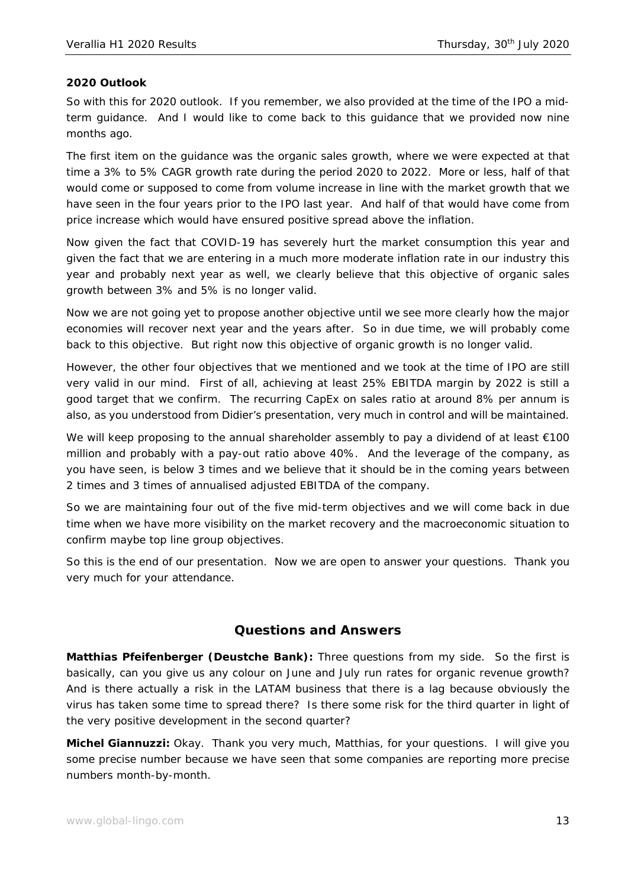**2020 Outlook**

So with this for 2020 outlook. If you remember, we also provided at the time of the IPO a mid-term guidance. And I would like to come back to this guidance that we provided now nine months ago.

The first item on the guidance was the organic sales growth, where we were expected at that time a 3% to 5% CAGR growth rate during the period 2020 to 2022. More or less, half of that would come or supposed to come from volume increase in line with the market growth that we have seen in the four years prior to the IPO last year. And half of that would have come from price increase which would have ensured positive spread above the inflation.

Now given the fact that COVID-19 has severely hurt the market consumption this year and given the fact that we are entering in a much more moderate inflation rate in our industry this year and probably next year as well, we clearly believe that this objective of organic sales growth between 3% and 5% is no longer valid.

Now we are not going yet to propose another objective until we see more clearly how the major economies will recover next year and the years after. So in due time, we will probably come back to this objective. But right now this objective of organic growth is no longer valid.

However, the other four objectives that we mentioned and we took at the time of IPO are still very valid in our mind. First of all, achieving at least 25% EBITDA margin by 2022 is still a good target that we confirm. The recurring CapEx on sales ratio at around 8% per annum is also, as you understood from Didier's presentation, very much in control and will be maintained.

We will keep proposing to the annual shareholder assembly to pay a dividend of at least €100 million and probably with a pay-out ratio above 40%. And the leverage of the company, as you have seen, is below 3 times and we believe that it should be in the coming years between 2 times and 3 times of annualised adjusted EBITDA of the company.

So we are maintaining four out of the five mid-term objectives and we will come back in due time when we have more visibility on the market recovery and the macroeconomic situation to confirm maybe top line group objectives.

So this is the end of our presentation. Now we are open to answer your questions. Thank you very much for your attendance.

## Questions and Answers

**Matthias Pfeifenberger (Deustche Bank):** Three questions from my side. So the first is basically, can you give us any colour on June and July run rates for organic revenue growth? And is there actually a risk in the LATAM business that there is a lag because obviously the virus has taken some time to spread there? Is there some risk for the third quarter in light of the very positive development in the second quarter?

**Michel Giannuzzi:** Okay. Thank you very much, Matthias, for your questions. I will give you some precise number because we have seen that some companies are reporting more precise numbers month-by-month.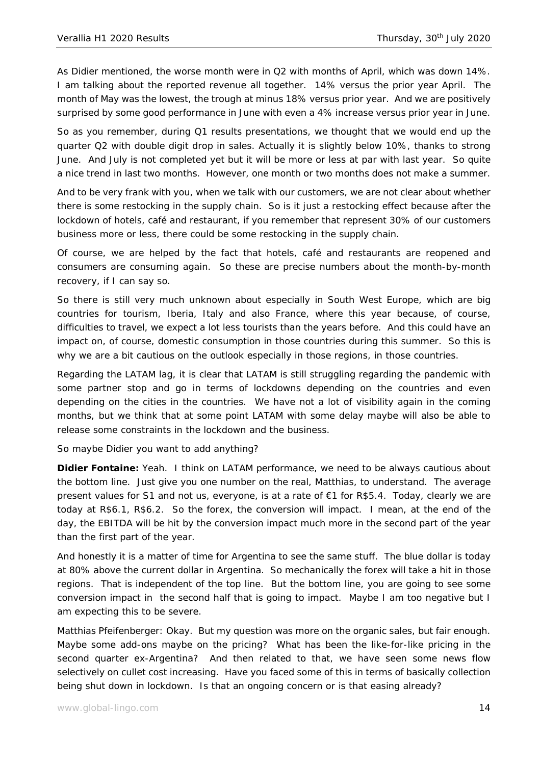As Didier mentioned, the worse month were in Q2 with months of April, which was down 14%. I am talking about the reported revenue all together. 14% versus the prior year April. The month of May was the lowest, the trough at minus 18% versus prior year. And we are positively surprised by some good performance in June with even a 4% increase versus prior year in June.

So as you remember, during Q1 results presentations, we thought that we would end up the quarter Q2 with double digit drop in sales. Actually it is slightly below 10%, thanks to strong June. And July is not completed yet but it will be more or less at par with last year. So quite a nice trend in last two months. However, one month or two months does not make a summer.

And to be very frank with you, when we talk with our customers, we are not clear about whether there is some restocking in the supply chain. So is it just a restocking effect because after the lockdown of hotels, café and restaurant, if you remember that represent 30% of our customers business more or less, there could be some restocking in the supply chain.

Of course, we are helped by the fact that hotels, café and restaurants are reopened and consumers are consuming again. So these are precise numbers about the month-by-month recovery, if I can say so.

So there is still very much unknown about especially in South West Europe, which are big countries for tourism, Iberia, Italy and also France, where this year because, of course, difficulties to travel, we expect a lot less tourists than the years before. And this could have an impact on, of course, domestic consumption in those countries during this summer. So this is why we are a bit cautious on the outlook especially in those regions, in those countries.

Regarding the LATAM lag, it is clear that LATAM is still struggling regarding the pandemic with some partner stop and go in terms of lockdowns depending on the countries and even depending on the cities in the countries. We have not a lot of visibility again in the coming months, but we think that at some point LATAM with some delay maybe will also be able to release some constraints in the lockdown and the business.

So maybe Didier you want to add anything?

**Didier Fontaine:** Yeah. I think on LATAM performance, we need to be always cautious about the bottom line. Just give you one number on the real, Matthias, to understand. The average present values for S1 and not us, everyone, is at a rate of €1 for R$5.4. Today, clearly we are today at R$6.1, R$6.2. So the forex, the conversion will impact. I mean, at the end of the day, the EBITDA will be hit by the conversion impact much more in the second part of the year than the first part of the year.

And honestly it is a matter of time for Argentina to see the same stuff. The blue dollar is today at 80% above the current dollar in Argentina. So mechanically the forex will take a hit in those regions. That is independent of the top line. But the bottom line, you are going to see some conversion impact in the second half that is going to impact. Maybe I am too negative but I am expecting this to be severe.

Matthias Pfeifenberger: Okay. But my question was more on the organic sales, but fair enough. Maybe some add-ons maybe on the pricing? What has been the like-for-like pricing in the second quarter ex-Argentina? And then related to that, we have seen some news flow selectively on cullet cost increasing. Have you faced some of this in terms of basically collection being shut down in lockdown. Is that an ongoing concern or is that easing already?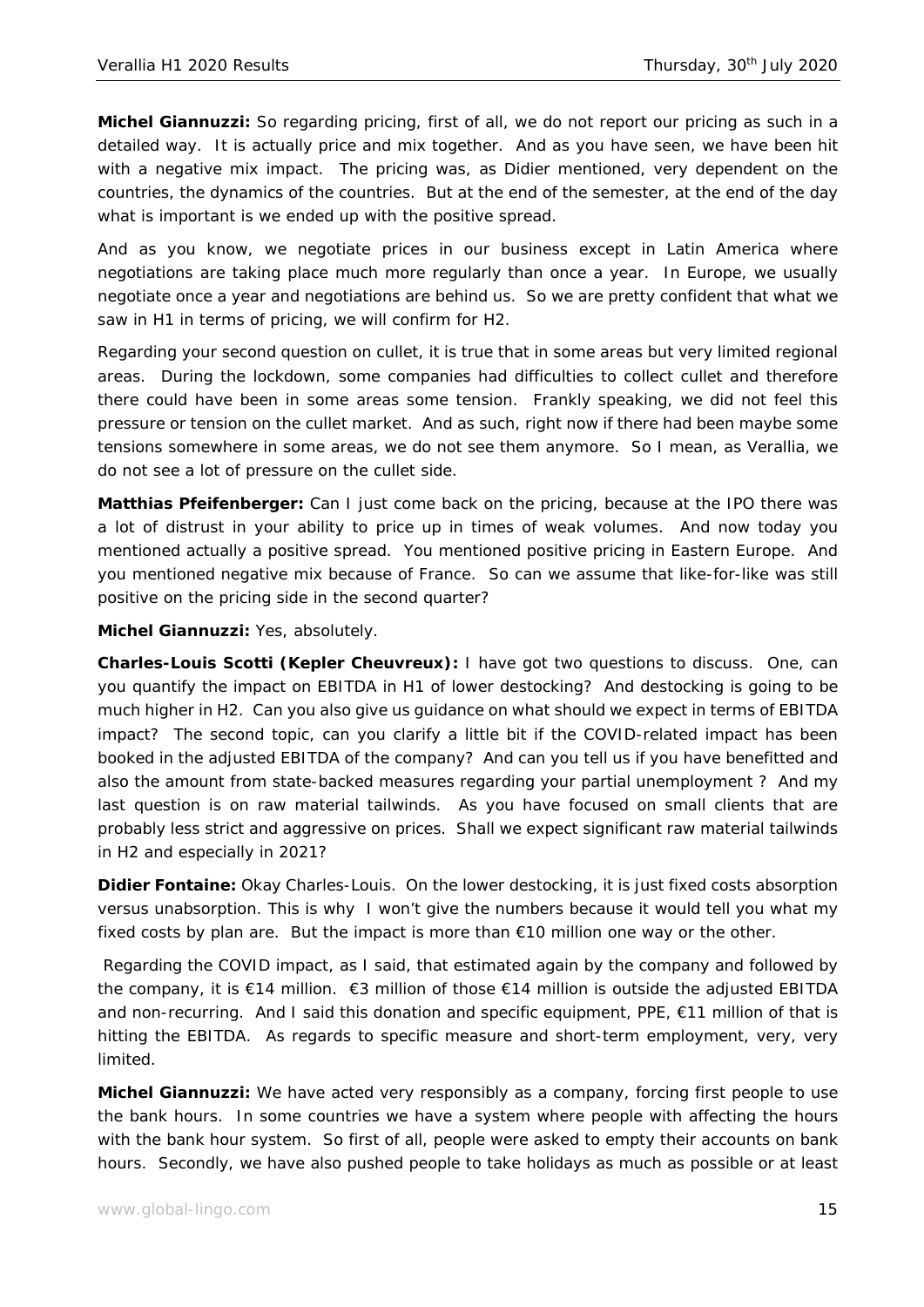**Michel Giannuzzi:** So regarding pricing, first of all, we do not report our pricing as such in a detailed way. It is actually price and mix together. And as you have seen, we have been hit with a negative mix impact. The pricing was, as Didier mentioned, very dependent on the countries, the dynamics of the countries. But at the end of the semester, at the end of the day what is important is we ended up with the positive spread.

And as you know, we negotiate prices in our business except in Latin America where negotiations are taking place much more regularly than once a year. In Europe, we usually negotiate once a year and negotiations are behind us. So we are pretty confident that what we saw in H1 in terms of pricing, we will confirm for H2.

Regarding your second question on cullet, it is true that in some areas but very limited regional areas. During the lockdown, some companies had difficulties to collect cullet and therefore there could have been in some areas some tension. Frankly speaking, we did not feel this pressure or tension on the cullet market. And as such, right now if there had been maybe some tensions somewhere in some areas, we do not see them anymore. So I mean, as Verallia, we do not see a lot of pressure on the cullet side.

**Matthias Pfeifenberger:** Can I just come back on the pricing, because at the IPO there was a lot of distrust in your ability to price up in times of weak volumes. And now today you mentioned actually a positive spread. You mentioned positive pricing in Eastern Europe. And you mentioned negative mix because of France. So can we assume that like-for-like was still positive on the pricing side in the second quarter?

**Michel Giannuzzi:** Yes, absolutely.

**Charles-Louis Scotti (Kepler Cheuvreux):** I have got two questions to discuss. One, can you quantify the impact on EBITDA in H1 of lower destocking? And destocking is going to be much higher in H2. Can you also give us guidance on what should we expect in terms of EBITDA impact? The second topic, can you clarify a little bit if the COVID-related impact has been booked in the adjusted EBITDA of the company? And can you tell us if you have benefitted and also the amount from state-backed measures regarding your partial unemployment ? And my last question is on raw material tailwinds. As you have focused on small clients that are probably less strict and aggressive on prices. Shall we expect significant raw material tailwinds in H2 and especially in 2021?

**Didier Fontaine:** Okay Charles-Louis. On the lower destocking, it is just fixed costs absorption versus unabsorption. This is why I won't give the numbers because it would tell you what my fixed costs by plan are. But the impact is more than €10 million one way or the other.

Regarding the COVID impact, as I said, that estimated again by the company and followed by the company, it is €14 million. €3 million of those €14 million is outside the adjusted EBITDA and non-recurring. And I said this donation and specific equipment, PPE, €11 million of that is hitting the EBITDA. As regards to specific measure and short-term employment, very, very limited.

**Michel Giannuzzi:** We have acted very responsibly as a company, forcing first people to use the bank hours. In some countries we have a system where people with affecting the hours with the bank hour system. So first of all, people were asked to empty their accounts on bank hours. Secondly, we have also pushed people to take holidays as much as possible or at least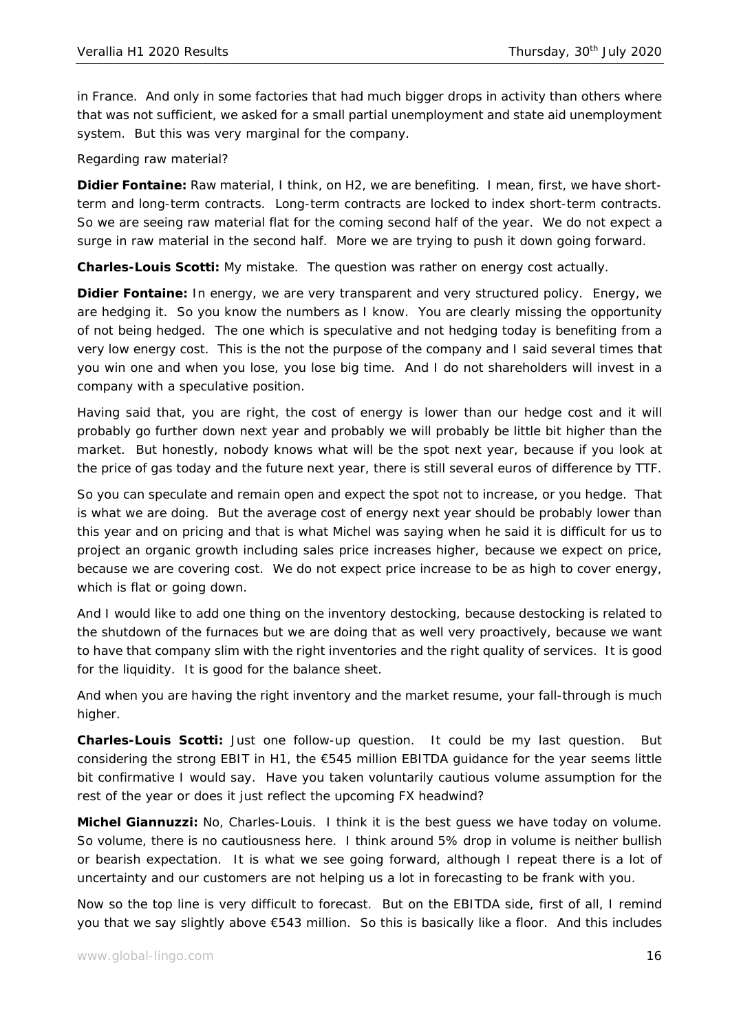in France. And only in some factories that had much bigger drops in activity than others where that was not sufficient, we asked for a small partial unemployment and state aid unemployment system. But this was very marginal for the company.

Regarding raw material?

**Didier Fontaine:** Raw material, I think, on H2, we are benefiting. I mean, first, we have short-term and long-term contracts. Long-term contracts are locked to index short-term contracts. So we are seeing raw material flat for the coming second half of the year. We do not expect a surge in raw material in the second half. More we are trying to push it down going forward.

**Charles-Louis Scotti:** My mistake. The question was rather on energy cost actually.

**Didier Fontaine:** In energy, we are very transparent and very structured policy. Energy, we are hedging it. So you know the numbers as I know. You are clearly missing the opportunity of not being hedged. The one which is speculative and not hedging today is benefiting from a very low energy cost. This is the not the purpose of the company and I said several times that you win one and when you lose, you lose big time. And I do not shareholders will invest in a company with a speculative position.

Having said that, you are right, the cost of energy is lower than our hedge cost and it will probably go further down next year and probably we will probably be little bit higher than the market. But honestly, nobody knows what will be the spot next year, because if you look at the price of gas today and the future next year, there is still several euros of difference by TTF.

So you can speculate and remain open and expect the spot not to increase, or you hedge. That is what we are doing. But the average cost of energy next year should be probably lower than this year and on pricing and that is what Michel was saying when he said it is difficult for us to project an organic growth including sales price increases higher, because we expect on price, because we are covering cost. We do not expect price increase to be as high to cover energy, which is flat or going down.

And I would like to add one thing on the inventory destocking, because destocking is related to the shutdown of the furnaces but we are doing that as well very proactively, because we want to have that company slim with the right inventories and the right quality of services. It is good for the liquidity. It is good for the balance sheet.

And when you are having the right inventory and the market resume, your fall-through is much higher.

**Charles-Louis Scotti:** Just one follow-up question. It could be my last question. But considering the strong EBIT in H1, the €545 million EBITDA guidance for the year seems little bit confirmative I would say. Have you taken voluntarily cautious volume assumption for the rest of the year or does it just reflect the upcoming FX headwind?

**Michel Giannuzzi:** No, Charles-Louis. I think it is the best guess we have today on volume. So volume, there is no cautiousness here. I think around 5% drop in volume is neither bullish or bearish expectation. It is what we see going forward, although I repeat there is a lot of uncertainty and our customers are not helping us a lot in forecasting to be frank with you.

Now so the top line is very difficult to forecast. But on the EBITDA side, first of all, I remind you that we say slightly above €543 million. So this is basically like a floor. And this includes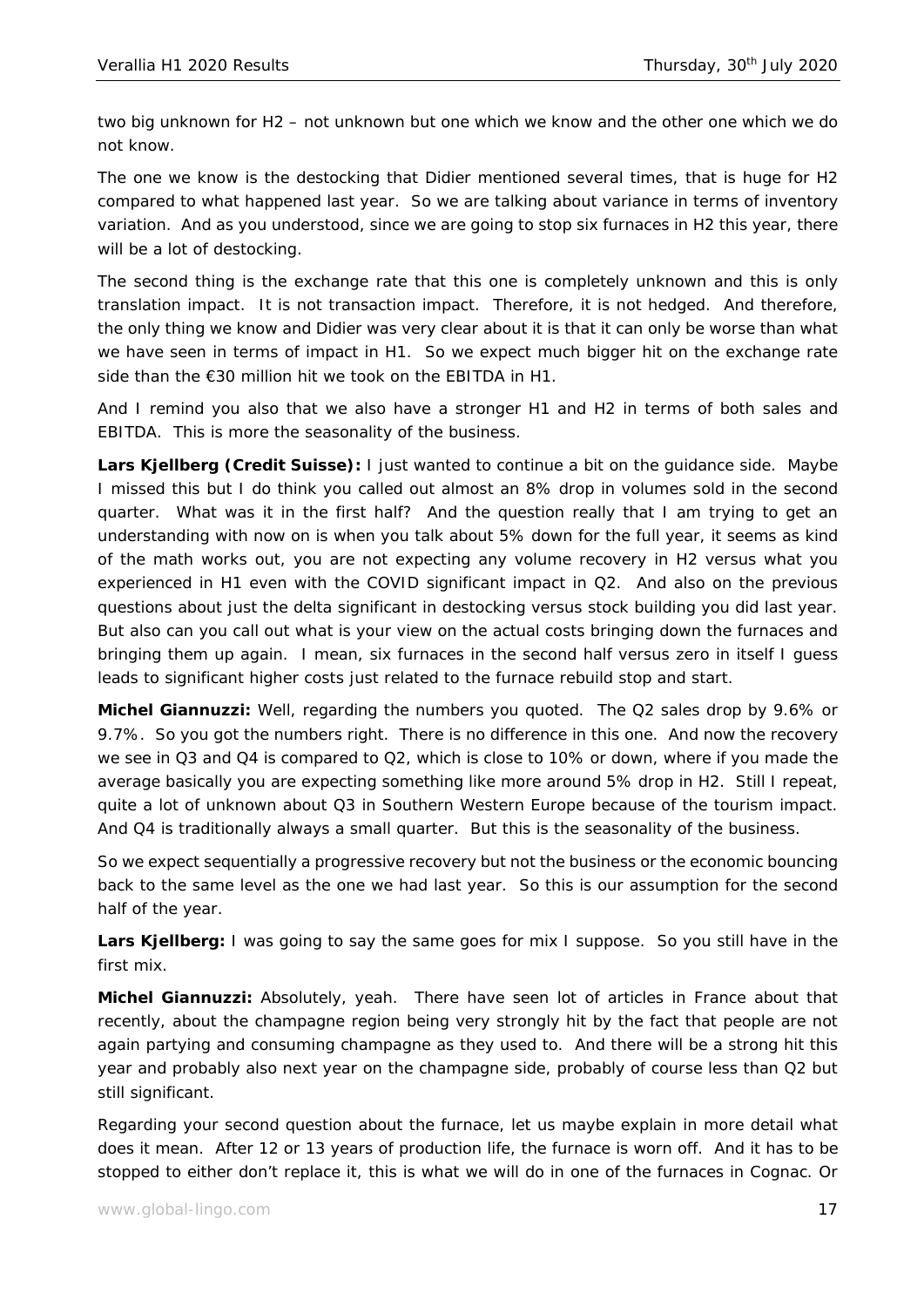two big unknown for H2 – not unknown but one which we know and the other one which we do not know.

The one we know is the destocking that Didier mentioned several times, that is huge for H2 compared to what happened last year. So we are talking about variance in terms of inventory variation. And as you understood, since we are going to stop six furnaces in H2 this year, there will be a lot of destocking.

The second thing is the exchange rate that this one is completely unknown and this is only translation impact. It is not transaction impact. Therefore, it is not hedged. And therefore, the only thing we know and Didier was very clear about it is that it can only be worse than what we have seen in terms of impact in H1. So we expect much bigger hit on the exchange rate side than the €30 million hit we took on the EBITDA in H1.

And I remind you also that we also have a stronger H1 and H2 in terms of both sales and EBITDA. This is more the seasonality of the business.

**Lars Kjellberg (Credit Suisse):** I just wanted to continue a bit on the guidance side. Maybe I missed this but I do think you called out almost an 8% drop in volumes sold in the second quarter. What was it in the first half? And the question really that I am trying to get an understanding with now on is when you talk about 5% down for the full year, it seems as kind of the math works out, you are not expecting any volume recovery in H2 versus what you experienced in H1 even with the COVID significant impact in Q2. And also on the previous questions about just the delta significant in destocking versus stock building you did last year. But also can you call out what is your view on the actual costs bringing down the furnaces and bringing them up again. I mean, six furnaces in the second half versus zero in itself I guess leads to significant higher costs just related to the furnace rebuild stop and start.

**Michel Giannuzzi:** Well, regarding the numbers you quoted. The Q2 sales drop by 9.6% or 9.7%. So you got the numbers right. There is no difference in this one. And now the recovery we see in Q3 and Q4 is compared to Q2, which is close to 10% or down, where if you made the average basically you are expecting something like more around 5% drop in H2. Still I repeat, quite a lot of unknown about Q3 in Southern Western Europe because of the tourism impact. And Q4 is traditionally always a small quarter. But this is the seasonality of the business.

So we expect sequentially a progressive recovery but not the business or the economic bouncing back to the same level as the one we had last year. So this is our assumption for the second half of the year.

**Lars Kjellberg:** I was going to say the same goes for mix I suppose. So you still have in the first mix.

**Michel Giannuzzi:** Absolutely, yeah. There have seen lot of articles in France about that recently, about the champagne region being very strongly hit by the fact that people are not again partying and consuming champagne as they used to. And there will be a strong hit this year and probably also next year on the champagne side, probably of course less than Q2 but still significant.

Regarding your second question about the furnace, let us maybe explain in more detail what does it mean. After 12 or 13 years of production life, the furnace is worn off. And it has to be stopped to either don't replace it, this is what we will do in one of the furnaces in Cognac. Or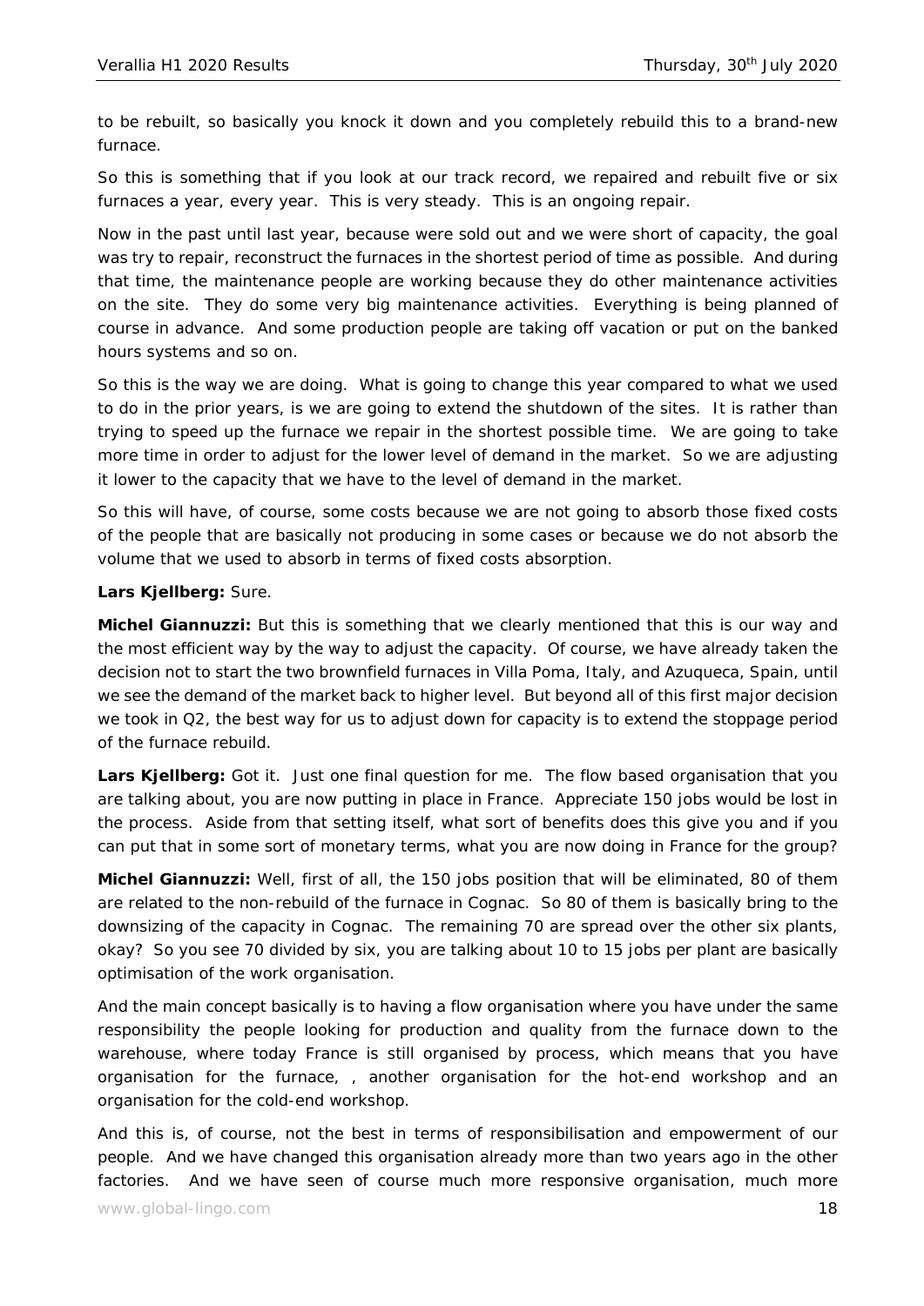to be rebuilt, so basically you knock it down and you completely rebuild this to a brand-new furnace.

So this is something that if you look at our track record, we repaired and rebuilt five or six furnaces a year, every year. This is very steady. This is an ongoing repair.

Now in the past until last year, because were sold out and we were short of capacity, the goal was try to repair, reconstruct the furnaces in the shortest period of time as possible. And during that time, the maintenance people are working because they do other maintenance activities on the site. They do some very big maintenance activities. Everything is being planned of course in advance. And some production people are taking off vacation or put on the banked hours systems and so on.

So this is the way we are doing. What is going to change this year compared to what we used to do in the prior years, is we are going to extend the shutdown of the sites. It is rather than trying to speed up the furnace we repair in the shortest possible time. We are going to take more time in order to adjust for the lower level of demand in the market. So we are adjusting it lower to the capacity that we have to the level of demand in the market.

So this will have, of course, some costs because we are not going to absorb those fixed costs of the people that are basically not producing in some cases or because we do not absorb the volume that we used to absorb in terms of fixed costs absorption.

**Lars Kjellberg:** Sure.

**Michel Giannuzzi:** But this is something that we clearly mentioned that this is our way and the most efficient way by the way to adjust the capacity. Of course, we have already taken the decision not to start the two brownfield furnaces in Villa Poma, Italy, and Azuqueca, Spain, until we see the demand of the market back to higher level. But beyond all of this first major decision we took in Q2, the best way for us to adjust down for capacity is to extend the stoppage period of the furnace rebuild.

**Lars Kjellberg:** Got it. Just one final question for me. The flow based organisation that you are talking about, you are now putting in place in France. Appreciate 150 jobs would be lost in the process. Aside from that setting itself, what sort of benefits does this give you and if you can put that in some sort of monetary terms, what you are now doing in France for the group?

**Michel Giannuzzi:** Well, first of all, the 150 jobs position that will be eliminated, 80 of them are related to the non-rebuild of the furnace in Cognac. So 80 of them is basically bring to the downsizing of the capacity in Cognac. The remaining 70 are spread over the other six plants, okay? So you see 70 divided by six, you are talking about 10 to 15 jobs per plant are basically optimisation of the work organisation.

And the main concept basically is to having a flow organisation where you have under the same responsibility the people looking for production and quality from the furnace down to the warehouse, where today France is still organised by process, which means that you have organisation for the furnace, , another organisation for the hot-end workshop and an organisation for the cold-end workshop.

And this is, of course, not the best in terms of responsibilisation and empowerment of our people. And we have changed this organisation already more than two years ago in the other factories. And we have seen of course much more responsive organisation, much more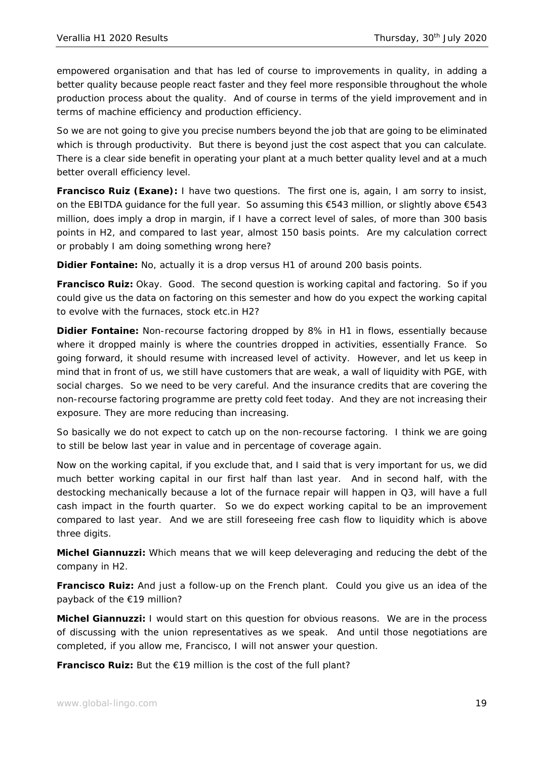empowered organisation and that has led of course to improvements in quality, in adding a better quality because people react faster and they feel more responsible throughout the whole production process about the quality. And of course in terms of the yield improvement and in terms of machine efficiency and production efficiency.

So we are not going to give you precise numbers beyond the job that are going to be eliminated which is through productivity. But there is beyond just the cost aspect that you can calculate. There is a clear side benefit in operating your plant at a much better quality level and at a much better overall efficiency level.

**Francisco Ruiz (Exane):** I have two questions. The first one is, again, I am sorry to insist, on the EBITDA guidance for the full year. So assuming this €543 million, or slightly above €543 million, does imply a drop in margin, if I have a correct level of sales, of more than 300 basis points in H2, and compared to last year, almost 150 basis points. Are my calculation correct or probably I am doing something wrong here?

**Didier Fontaine:** No, actually it is a drop versus H1 of around 200 basis points.

**Francisco Ruiz:** Okay. Good. The second question is working capital and factoring. So if you could give us the data on factoring on this semester and how do you expect the working capital to evolve with the furnaces, stock etc.in H2?

**Didier Fontaine:** Non-recourse factoring dropped by 8% in H1 in flows, essentially because where it dropped mainly is where the countries dropped in activities, essentially France. So going forward, it should resume with increased level of activity. However, and let us keep in mind that in front of us, we still have customers that are weak, a wall of liquidity with PGE, with social charges. So we need to be very careful. And the insurance credits that are covering the non-recourse factoring programme are pretty cold feet today. And they are not increasing their exposure. They are more reducing than increasing.

So basically we do not expect to catch up on the non-recourse factoring. I think we are going to still be below last year in value and in percentage of coverage again.

Now on the working capital, if you exclude that, and I said that is very important for us, we did much better working capital in our first half than last year. And in second half, with the destocking mechanically because a lot of the furnace repair will happen in Q3, will have a full cash impact in the fourth quarter. So we do expect working capital to be an improvement compared to last year. And we are still foreseeing free cash flow to liquidity which is above three digits.

**Michel Giannuzzi:** Which means that we will keep deleveraging and reducing the debt of the company in H2.

**Francisco Ruiz:** And just a follow-up on the French plant. Could you give us an idea of the payback of the €19 million?

**Michel Giannuzzi:** I would start on this question for obvious reasons. We are in the process of discussing with the union representatives as we speak. And until those negotiations are completed, if you allow me, Francisco, I will not answer your question.

**Francisco Ruiz:** But the €19 million is the cost of the full plant?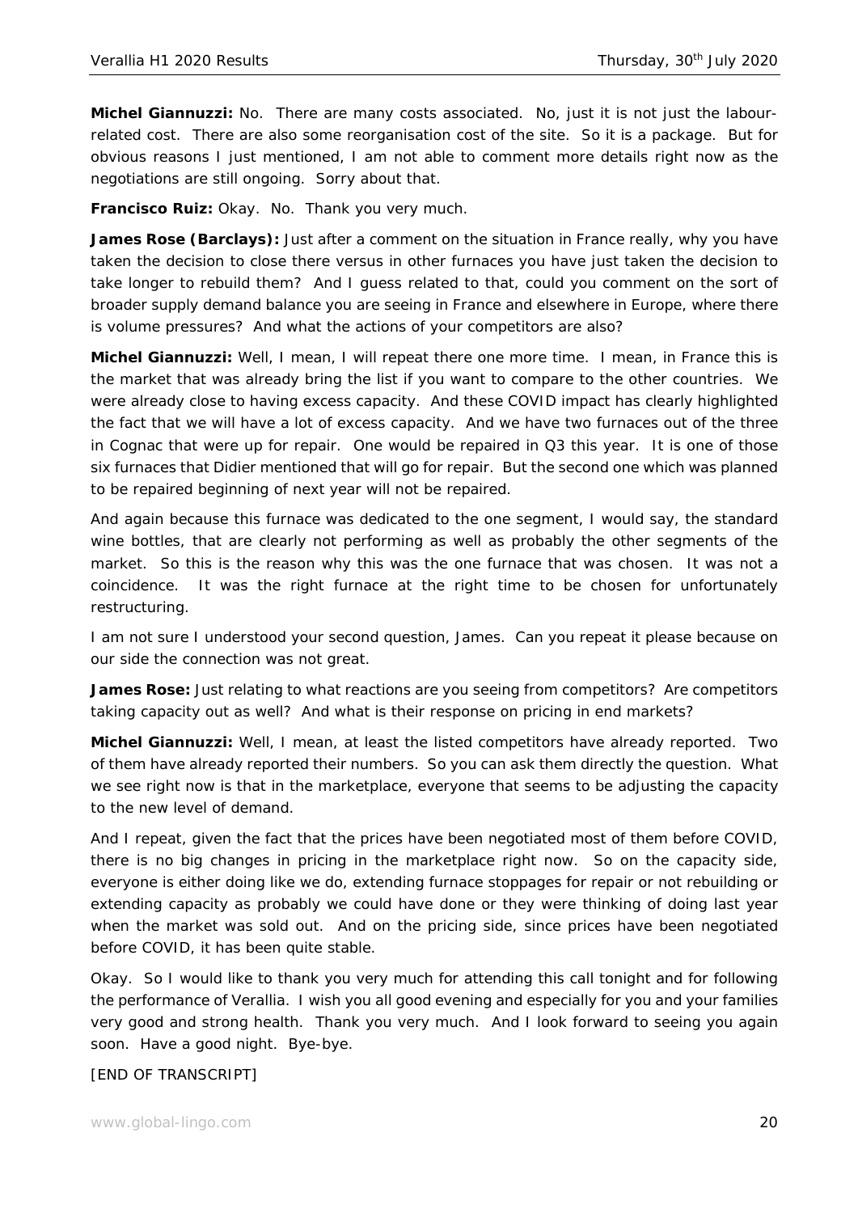**Michel Giannuzzi:** No. There are many costs associated. No, just it is not just the labour-related cost. There are also some reorganisation cost of the site. So it is a package. But for obvious reasons I just mentioned, I am not able to comment more details right now as the negotiations are still ongoing. Sorry about that.

**Francisco Ruiz:** Okay. No. Thank you very much.

**James Rose (Barclays):** Just after a comment on the situation in France really, why you have taken the decision to close there versus in other furnaces you have just taken the decision to take longer to rebuild them? And I guess related to that, could you comment on the sort of broader supply demand balance you are seeing in France and elsewhere in Europe, where there is volume pressures? And what the actions of your competitors are also?

**Michel Giannuzzi:** Well, I mean, I will repeat there one more time. I mean, in France this is the market that was already bring the list if you want to compare to the other countries. We were already close to having excess capacity. And these COVID impact has clearly highlighted the fact that we will have a lot of excess capacity. And we have two furnaces out of the three in Cognac that were up for repair. One would be repaired in Q3 this year. It is one of those six furnaces that Didier mentioned that will go for repair. But the second one which was planned to be repaired beginning of next year will not be repaired.

And again because this furnace was dedicated to the one segment, I would say, the standard wine bottles, that are clearly not performing as well as probably the other segments of the market. So this is the reason why this was the one furnace that was chosen. It was not a coincidence. It was the right furnace at the right time to be chosen for unfortunately restructuring.

I am not sure I understood your second question, James. Can you repeat it please because on our side the connection was not great.

**James Rose:** Just relating to what reactions are you seeing from competitors? Are competitors taking capacity out as well? And what is their response on pricing in end markets?

**Michel Giannuzzi:** Well, I mean, at least the listed competitors have already reported. Two of them have already reported their numbers. So you can ask them directly the question. What we see right now is that in the marketplace, everyone that seems to be adjusting the capacity to the new level of demand.

And I repeat, given the fact that the prices have been negotiated most of them before COVID, there is no big changes in pricing in the marketplace right now. So on the capacity side, everyone is either doing like we do, extending furnace stoppages for repair or not rebuilding or extending capacity as probably we could have done or they were thinking of doing last year when the market was sold out. And on the pricing side, since prices have been negotiated before COVID, it has been quite stable.

Okay. So I would like to thank you very much for attending this call tonight and for following the performance of Verallia. I wish you all good evening and especially for you and your families very good and strong health. Thank you very much. And I look forward to seeing you again soon. Have a good night. Bye-bye.

[END OF TRANSCRIPT]